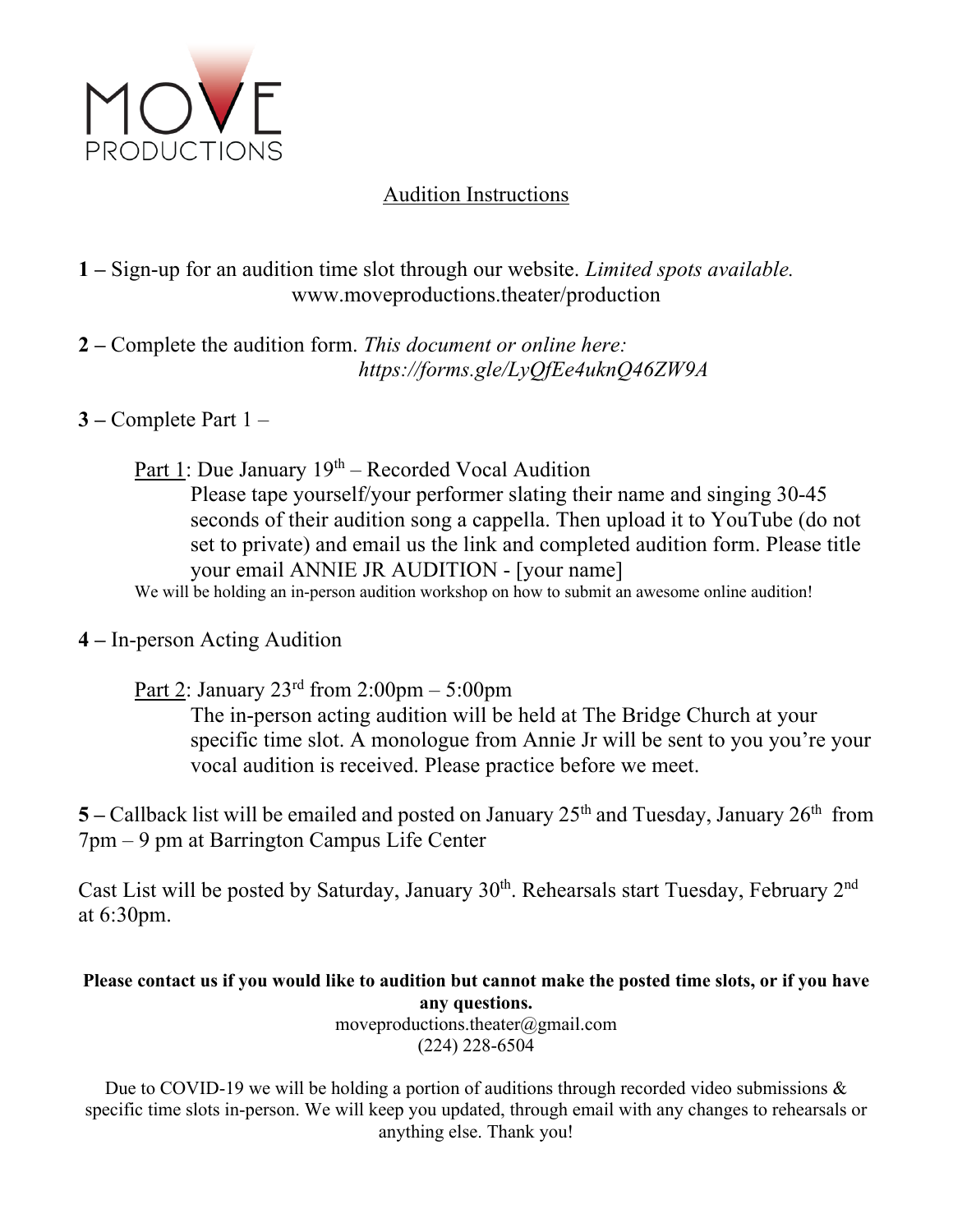MOVE PRODUCTIONS

## Audition Instructions

**1 –** Sign-up for an audition time slot through our website. *Limited spots available.* www.moveproductions.theater/production

**2 –** Complete the audition form. *This document or online here: https://forms.gle/LyQfEe4uknQ46ZW9A*

**3 –** Complete Part 1 –

Part 1: Due January 19th – Recorded Vocal Audition
Please tape yourself/your performer slating their name and singing 30-45 seconds of their audition song a cappella. Then upload it to YouTube (do not set to private) and email us the link and completed audition form. Please title your email ANNIE JR AUDITION - [your name]

We will be holding an in-person audition workshop on how to submit an awesome online audition!

**4 –** In-person Acting Audition

Part 2: January 23rd from 2:00pm – 5:00pm
The in-person acting audition will be held at The Bridge Church at your specific time slot. A monologue from Annie Jr will be sent to you you're your vocal audition is received. Please practice before we meet.

**5 –** Callback list will be emailed and posted on January 25th and Tuesday, January 26th from 7pm – 9 pm at Barrington Campus Life Center

Cast List will be posted by Saturday, January 30th. Rehearsals start Tuesday, February 2nd at 6:30pm.

**Please contact us if you would like to audition but cannot make the posted time slots, or if you have any questions.**
moveproductions.theater@gmail.com
(224) 228-6504

Due to COVID-19 we will be holding a portion of auditions through recorded video submissions & specific time slots in-person. We will keep you updated, through email with any changes to rehearsals or anything else. Thank you!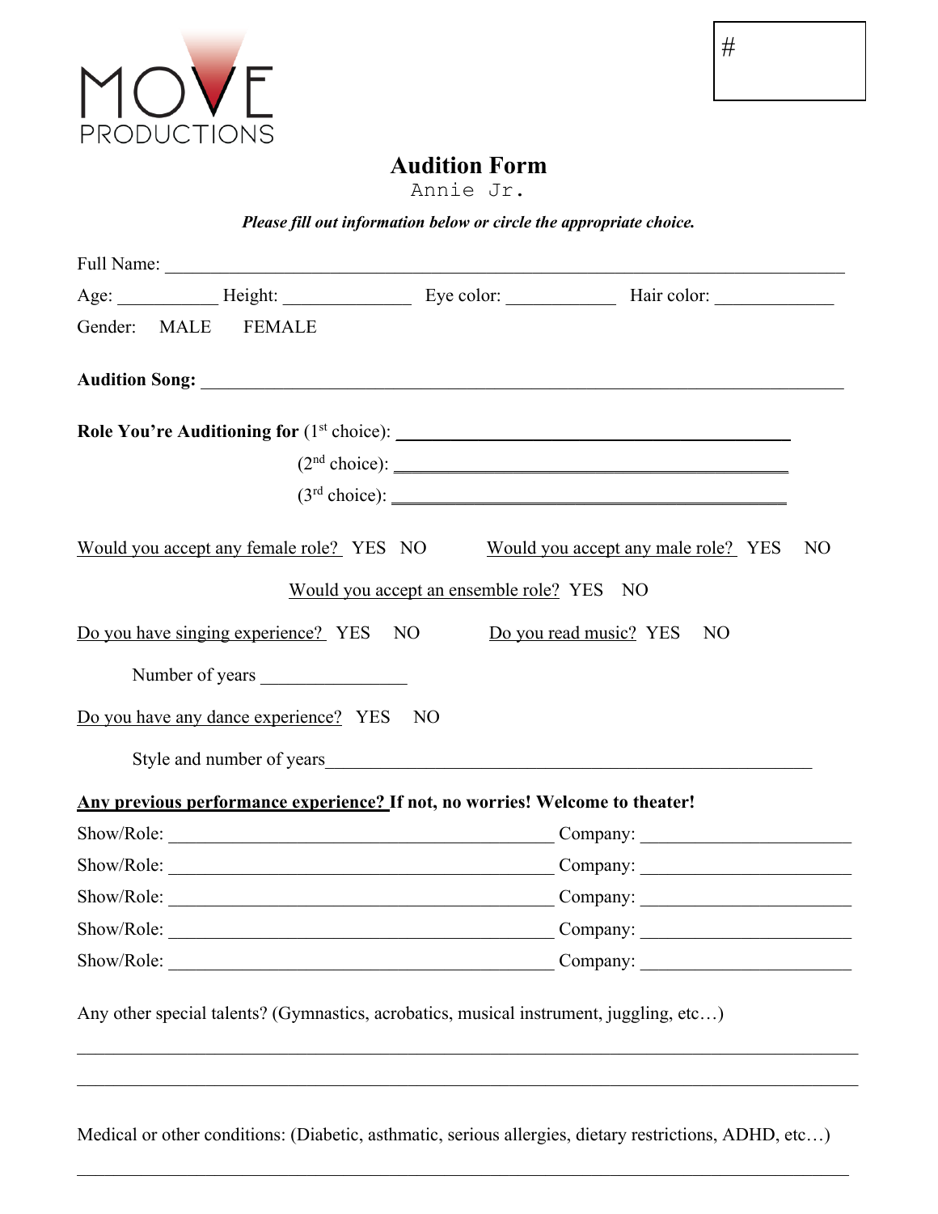MOVE PRODUCTIONS

#

# Audition Form

Annie Jr.

***Please fill out information below or circle the appropriate choice.***

Full Name: ___________________________________________________________________________

Age: __________ Height: _____________ Eye color: ___________ Hair color: ____________

Gender: MALE FEMALE

**Audition Song:** ________________________________________________________________________

**Role You're Auditioning for** (1st choice): ___________________________________________

(2nd choice): ___________________________________________

(3rd choice): ___________________________________________

Would you accept any female role? YES NO    Would you accept any male role? YES NO

Would you accept an ensemble role? YES NO

Do you have singing experience? YES NO    Do you read music? YES NO

Number of years _______________

Do you have any dance experience? YES NO

Style and number of years_____________________________________________________

**Any previous performance experience? If not, no worries! Welcome to theater!**

Show/Role: __________________________________________ Company: _____________________

Show/Role: __________________________________________ Company: _____________________

Show/Role: __________________________________________ Company: _____________________

Show/Role: __________________________________________ Company: _____________________

Show/Role: __________________________________________ Company: _____________________

Any other special talents? (Gymnastics, acrobatics, musical instrument, juggling, etc…)

_____________________________________________________________________________________

_____________________________________________________________________________________

Medical or other conditions: (Diabetic, asthmatic, serious allergies, dietary restrictions, ADHD, etc…)

_____________________________________________________________________________________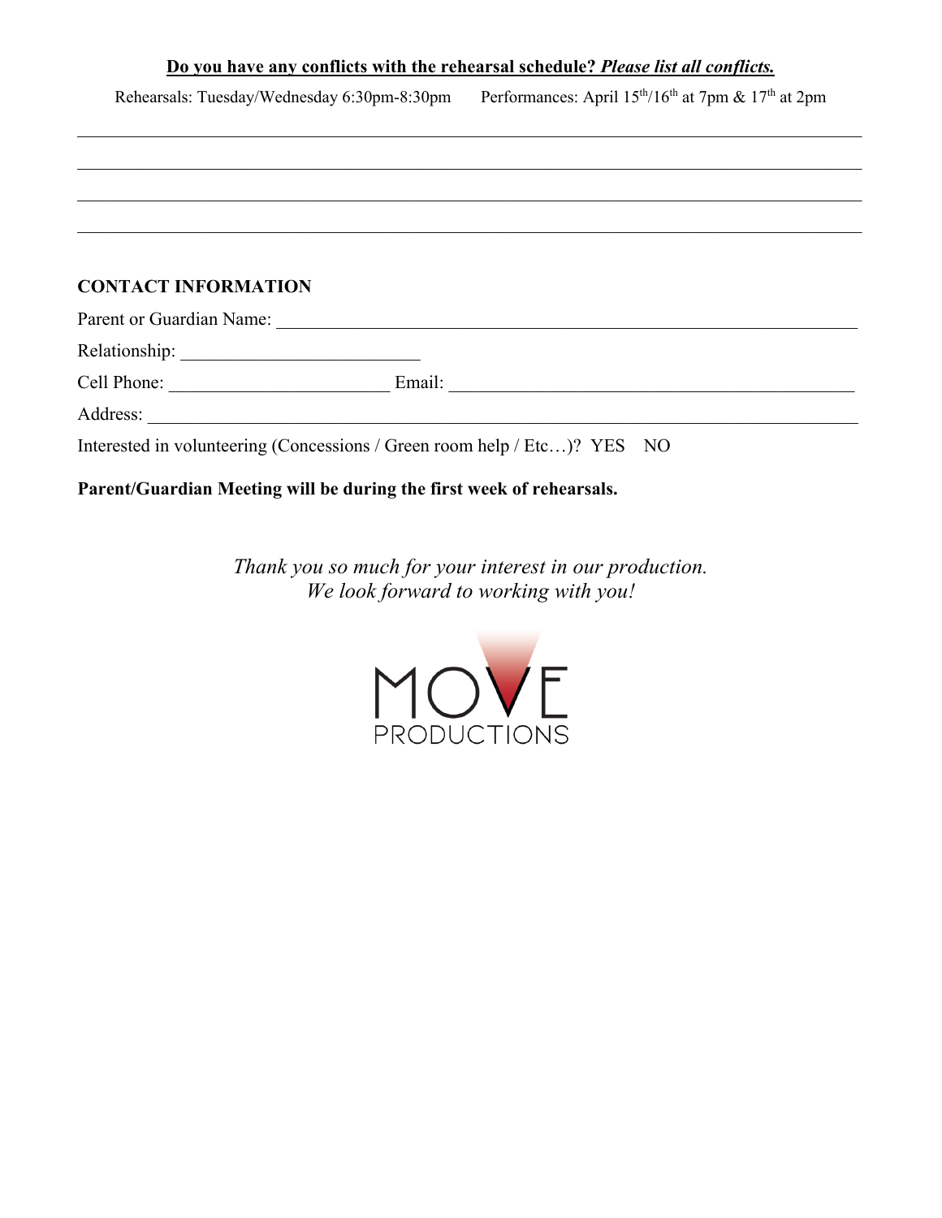**<u>Do you have any conflicts with the rehearsal schedule? *Please list all conflicts.*</u>**

Rehearsals: Tuesday/Wednesday 6:30pm-8:30pm Performances: April 15th/16th at 7pm & 17th at 2pm

\_\_\_\_\_\_\_\_\_\_\_\_\_\_\_\_\_\_\_\_\_\_\_\_\_\_\_\_\_\_\_\_\_\_\_\_\_\_\_\_\_\_\_\_\_\_\_\_\_\_\_\_\_\_\_\_\_\_\_\_\_\_\_\_\_\_\_\_\_\_\_\_\_\_\_\_

\_\_\_\_\_\_\_\_\_\_\_\_\_\_\_\_\_\_\_\_\_\_\_\_\_\_\_\_\_\_\_\_\_\_\_\_\_\_\_\_\_\_\_\_\_\_\_\_\_\_\_\_\_\_\_\_\_\_\_\_\_\_\_\_\_\_\_\_\_\_\_\_\_\_\_\_

\_\_\_\_\_\_\_\_\_\_\_\_\_\_\_\_\_\_\_\_\_\_\_\_\_\_\_\_\_\_\_\_\_\_\_\_\_\_\_\_\_\_\_\_\_\_\_\_\_\_\_\_\_\_\_\_\_\_\_\_\_\_\_\_\_\_\_\_\_\_\_\_\_\_\_\_

\_\_\_\_\_\_\_\_\_\_\_\_\_\_\_\_\_\_\_\_\_\_\_\_\_\_\_\_\_\_\_\_\_\_\_\_\_\_\_\_\_\_\_\_\_\_\_\_\_\_\_\_\_\_\_\_\_\_\_\_\_\_\_\_\_\_\_\_\_\_\_\_\_\_\_\_

**CONTACT INFORMATION**

Parent or Guardian Name: \_\_\_\_\_\_\_\_\_\_\_\_\_\_\_\_\_\_\_\_\_\_\_\_\_\_\_\_\_\_\_\_\_\_\_\_\_\_\_\_\_\_\_\_\_\_\_\_\_\_

Relationship: \_\_\_\_\_\_\_\_\_\_\_\_\_\_\_\_\_\_\_\_\_\_\_\_\_\_

Cell Phone: \_\_\_\_\_\_\_\_\_\_\_\_\_\_\_\_\_\_\_\_\_\_\_\_ Email: \_\_\_\_\_\_\_\_\_\_\_\_\_\_\_\_\_\_\_\_\_\_\_\_\_\_\_\_\_\_\_\_\_\_\_\_\_\_\_\_\_\_\_\_

Address: \_\_\_\_\_\_\_\_\_\_\_\_\_\_\_\_\_\_\_\_\_\_\_\_\_\_\_\_\_\_\_\_\_\_\_\_\_\_\_\_\_\_\_\_\_\_\_\_\_\_\_\_\_\_\_\_\_\_\_\_\_\_\_\_\_\_\_\_\_\_

Interested in volunteering (Concessions / Green room help / Etc…)? YES NO

**Parent/Guardian Meeting will be during the first week of rehearsals.**

*Thank you so much for your interest in our production.*
*We look forward to working with you!*

MOVE PRODUCTIONS